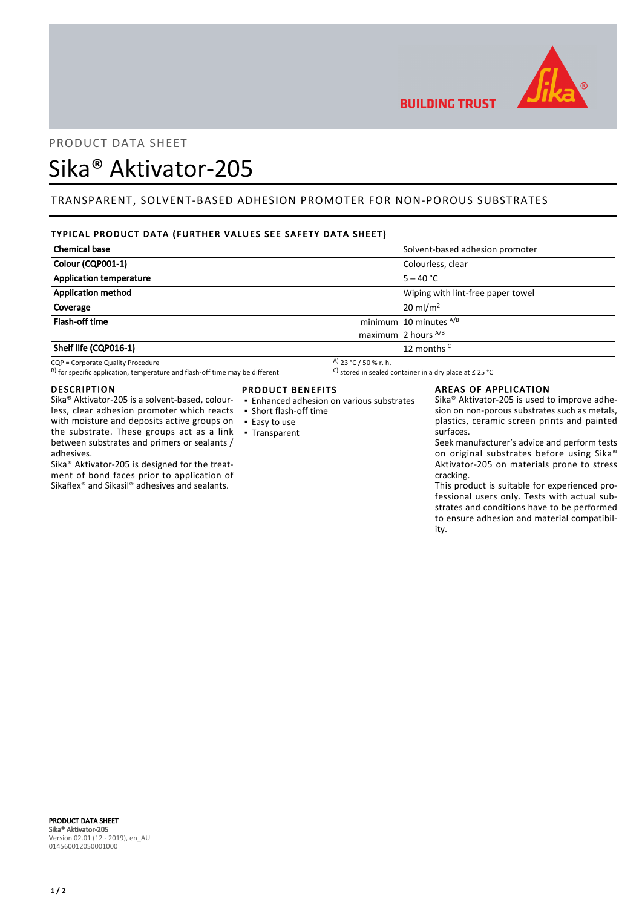PRODUCT DATA SHEET

# Sika® Aktivator-205

## TRANSPARENT, SOLVENT-BASED ADHESION PROMOTER FOR NON-POROUS SUBSTRATES

### TYPICAL PRODUCT DATA (FURTHER VALUES SEE SAFETY DATA SHEET)

| Property | | Value |
|---|---|---|
| **Chemical base** | | Solvent-based adhesion promoter |
| **Colour (CQP001-1)** | | Colourless, clear |
| **Application temperature** | | 5 – 40 °C |
| **Application method** | | Wiping with lint-free paper towel |
| **Coverage** | | 20 ml/m² |
| **Flash-off time** | minimum | 10 minutes [A/B] |
| | maximum | 2 hours [A/B] |
| **Shelf life (CQP016-1)** | | 12 months [C] |

CQP = Corporate Quality Procedure
[A] 23 °C / 50 % r. h.
[B] for specific application, temperature and flash-off time may be different
[C] stored in sealed container in a dry place at ≤ 25 °C

### DESCRIPTION

Sika® Aktivator-205 is a solvent-based, colourless, clear adhesion promoter which reacts with moisture and deposits active groups on the substrate. These groups act as a link between substrates and primers or sealants / adhesives.

Sika® Aktivator-205 is designed for the treatment of bond faces prior to application of Sikaflex® and Sikasil® adhesives and sealants.

### PRODUCT BENEFITS

- Enhanced adhesion on various substrates
- Short flash-off time
- Easy to use
- Transparent

### AREAS OF APPLICATION

Sika® Aktivator-205 is used to improve adhesion on non-porous substrates such as metals, plastics, ceramic screen prints and painted surfaces.

Seek manufacturer's advice and perform tests on original substrates before using Sika® Aktivator-205 on materials prone to stress cracking.

This product is suitable for experienced professional users only. Tests with actual substrates and conditions have to be performed to ensure adhesion and material compatibility.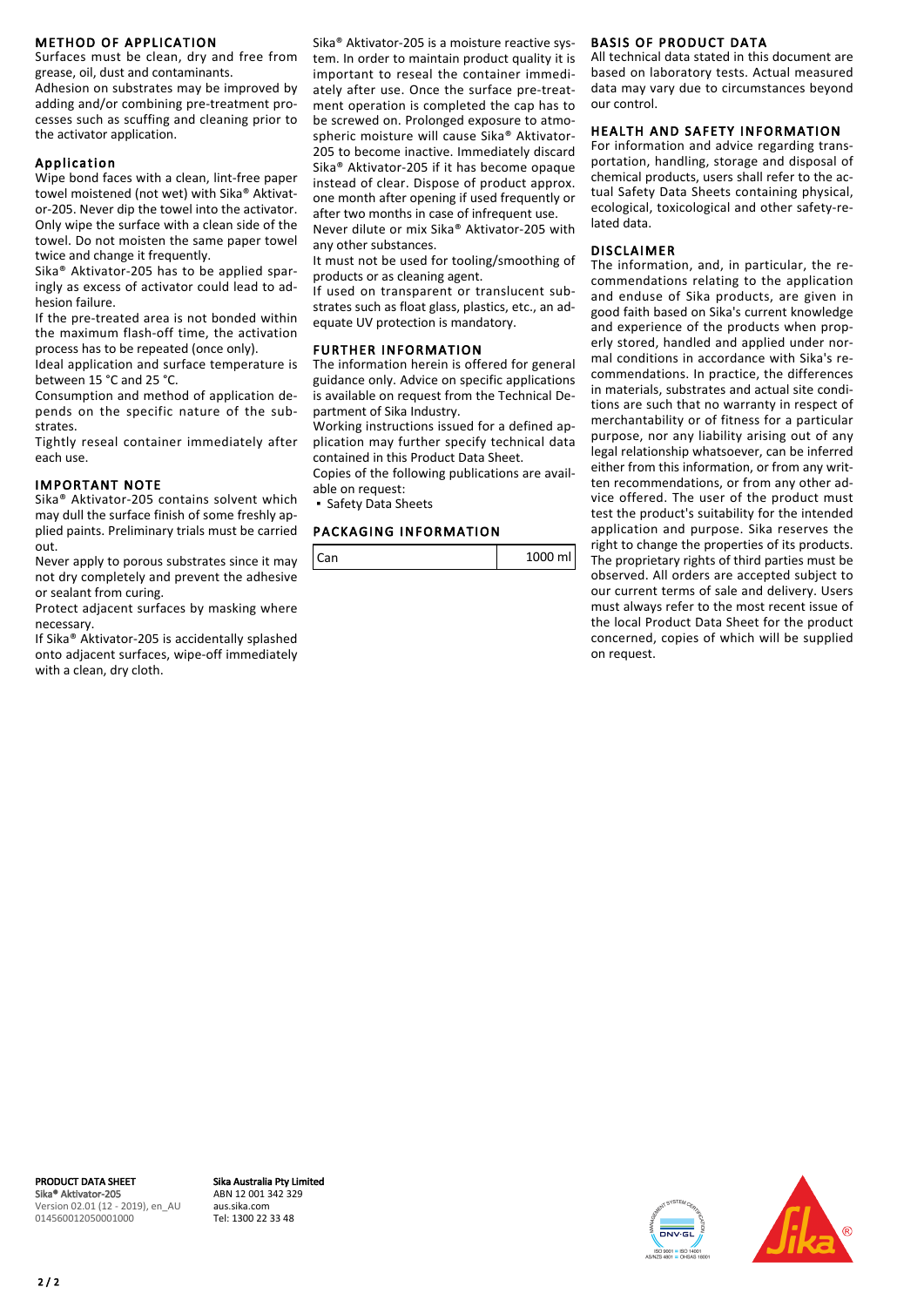## METHOD OF APPLICATION

Surfaces must be clean, dry and free from grease, oil, dust and contaminants.

Adhesion on substrates may be improved by adding and/or combining pre-treatment processes such as scuffing and cleaning prior to the activator application.

### Application

Wipe bond faces with a clean, lint-free paper towel moistened (not wet) with Sika® Aktivator-205. Never dip the towel into the activator. Only wipe the surface with a clean side of the towel. Do not moisten the same paper towel twice and change it frequently.

Sika® Aktivator-205 has to be applied sparingly as excess of activator could lead to adhesion failure.

If the pre-treated area is not bonded within the maximum flash-off time, the activation process has to be repeated (once only).

Ideal application and surface temperature is between 15 °C and 25 °C.

Consumption and method of application depends on the specific nature of the substrates.

Tightly reseal container immediately after each use.

## IMPORTANT NOTE

Sika® Aktivator-205 contains solvent which may dull the surface finish of some freshly applied paints. Preliminary trials must be carried out.

Never apply to porous substrates since it may not dry completely and prevent the adhesive or sealant from curing.

Protect adjacent surfaces by masking where necessary.

If Sika® Aktivator-205 is accidentally splashed onto adjacent surfaces, wipe-off immediately with a clean, dry cloth.

Sika® Aktivator-205 is a moisture reactive system. In order to maintain product quality it is important to reseal the container immediately after use. Once the surface pre-treatment operation is completed the cap has to be screwed on. Prolonged exposure to atmospheric moisture will cause Sika® Aktivator-205 to become inactive. Immediately discard Sika® Aktivator-205 if it has become opaque instead of clear. Dispose of product approx. one month after opening if used frequently or after two months in case of infrequent use.

Never dilute or mix Sika® Aktivator-205 with any other substances.

It must not be used for tooling/smoothing of products or as cleaning agent.

If used on transparent or translucent substrates such as float glass, plastics, etc., an adequate UV protection is mandatory.

## FURTHER INFORMATION

The information herein is offered for general guidance only. Advice on specific applications is available on request from the Technical Department of Sika Industry.

Working instructions issued for a defined application may further specify technical data contained in this Product Data Sheet.

Copies of the following publications are available on request:

- Safety Data Sheets

## PACKAGING INFORMATION

| | |
|---|---|
| Can | 1000 ml |

## BASIS OF PRODUCT DATA

All technical data stated in this document are based on laboratory tests. Actual measured data may vary due to circumstances beyond our control.

## HEALTH AND SAFETY INFORMATION

For information and advice regarding transportation, handling, storage and disposal of chemical products, users shall refer to the actual Safety Data Sheets containing physical, ecological, toxicological and other safety-related data.

## DISCLAIMER

The information, and, in particular, the recommendations relating to the application and enduse of Sika products, are given in good faith based on Sika's current knowledge and experience of the products when properly stored, handled and applied under normal conditions in accordance with Sika's recommendations. In practice, the differences in materials, substrates and actual site conditions are such that no warranty in respect of merchantability or of fitness for a particular purpose, nor any liability arising out of any legal relationship whatsoever, can be inferred either from this information, or from any written recommendations, or from any other advice offered. The user of the product must test the product's suitability for the intended application and purpose. Sika reserves the right to change the properties of its products. The proprietary rights of third parties must be observed. All orders are accepted subject to our current terms of sale and delivery. Users must always refer to the most recent issue of the local Product Data Sheet for the product concerned, copies of which will be supplied on request.

**PRODUCT DATA SHEET**
**Sika® Aktivator-205**
Version 02.01 (12 - 2019), en_AU
014560012050001000

**Sika Australia Pty Limited**
ABN 12 001 342 329
aus.sika.com
Tel: 1300 22 33 48